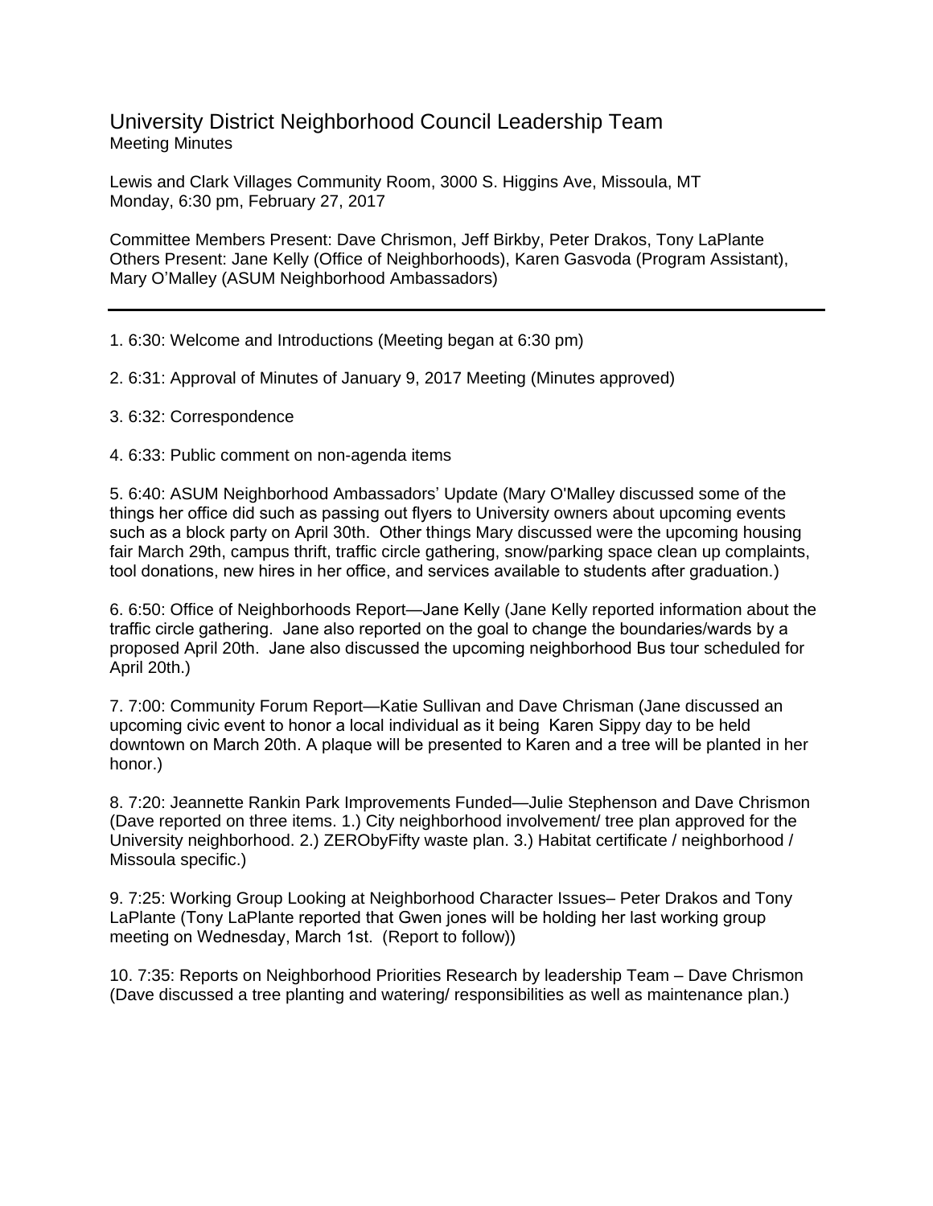# University District Neighborhood Council Leadership Team

Meeting Minutes

Lewis and Clark Villages Community Room, 3000 S. Higgins Ave, Missoula, MT
Monday, 6:30 pm, February 27, 2017

Committee Members Present: Dave Chrismon, Jeff Birkby, Peter Drakos, Tony LaPlante
Others Present: Jane Kelly (Office of Neighborhoods), Karen Gasvoda (Program Assistant), Mary O'Malley (ASUM Neighborhood Ambassadors)

---

1. 6:30: Welcome and Introductions (Meeting began at 6:30 pm)

2. 6:31: Approval of Minutes of January 9, 2017 Meeting (Minutes approved)

3. 6:32: Correspondence

4. 6:33: Public comment on non-agenda items

5. 6:40: ASUM Neighborhood Ambassadors' Update (Mary O'Malley discussed some of the things her office did such as passing out flyers to University owners about upcoming events such as a block party on April 30th. Other things Mary discussed were the upcoming housing fair March 29th, campus thrift, traffic circle gathering, snow/parking space clean up complaints, tool donations, new hires in her office, and services available to students after graduation.)

6. 6:50: Office of Neighborhoods Report—Jane Kelly (Jane Kelly reported information about the traffic circle gathering. Jane also reported on the goal to change the boundaries/wards by a proposed April 20th. Jane also discussed the upcoming neighborhood Bus tour scheduled for April 20th.)

7. 7:00: Community Forum Report—Katie Sullivan and Dave Chrisman (Jane discussed an upcoming civic event to honor a local individual as it being Karen Sippy day to be held downtown on March 20th. A plaque will be presented to Karen and a tree will be planted in her honor.)

8. 7:20: Jeannette Rankin Park Improvements Funded—Julie Stephenson and Dave Chrismon (Dave reported on three items. 1.) City neighborhood involvement/ tree plan approved for the University neighborhood. 2.) ZERObyFifty waste plan. 3.) Habitat certificate / neighborhood / Missoula specific.)

9. 7:25: Working Group Looking at Neighborhood Character Issues– Peter Drakos and Tony LaPlante (Tony LaPlante reported that Gwen jones will be holding her last working group meeting on Wednesday, March 1st. (Report to follow))

10. 7:35: Reports on Neighborhood Priorities Research by leadership Team – Dave Chrismon (Dave discussed a tree planting and watering/ responsibilities as well as maintenance plan.)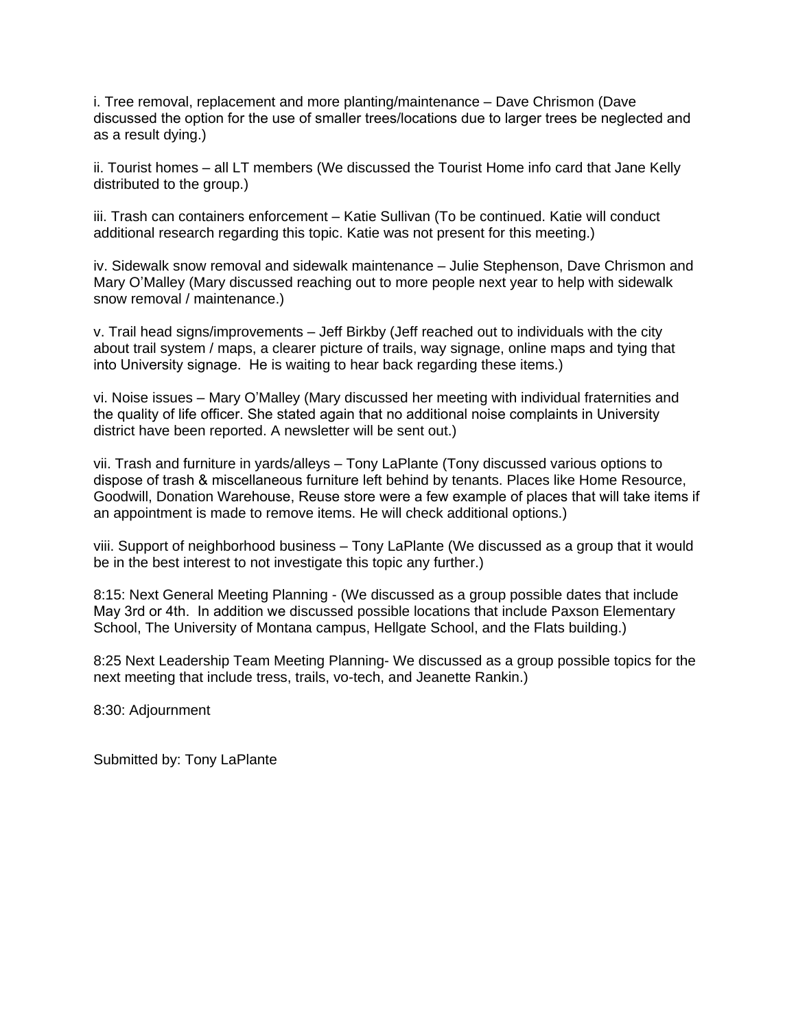i. Tree removal, replacement and more planting/maintenance – Dave Chrismon (Dave discussed the option for the use of smaller trees/locations due to larger trees be neglected and as a result dying.)

ii. Tourist homes – all LT members (We discussed the Tourist Home info card that Jane Kelly distributed to the group.)

iii. Trash can containers enforcement – Katie Sullivan (To be continued. Katie will conduct additional research regarding this topic. Katie was not present for this meeting.)

iv. Sidewalk snow removal and sidewalk maintenance – Julie Stephenson, Dave Chrismon and Mary O'Malley (Mary discussed reaching out to more people next year to help with sidewalk snow removal / maintenance.)

v. Trail head signs/improvements – Jeff Birkby (Jeff reached out to individuals with the city about trail system / maps, a clearer picture of trails, way signage, online maps and tying that into University signage. He is waiting to hear back regarding these items.)

vi. Noise issues – Mary O'Malley (Mary discussed her meeting with individual fraternities and the quality of life officer. She stated again that no additional noise complaints in University district have been reported. A newsletter will be sent out.)

vii. Trash and furniture in yards/alleys – Tony LaPlante (Tony discussed various options to dispose of trash & miscellaneous furniture left behind by tenants. Places like Home Resource, Goodwill, Donation Warehouse, Reuse store were a few example of places that will take items if an appointment is made to remove items. He will check additional options.)

viii. Support of neighborhood business – Tony LaPlante (We discussed as a group that it would be in the best interest to not investigate this topic any further.)

8:15: Next General Meeting Planning - (We discussed as a group possible dates that include May 3rd or 4th. In addition we discussed possible locations that include Paxson Elementary School, The University of Montana campus, Hellgate School, and the Flats building.)

8:25 Next Leadership Team Meeting Planning- We discussed as a group possible topics for the next meeting that include tress, trails, vo-tech, and Jeanette Rankin.)

8:30: Adjournment

Submitted by: Tony LaPlante